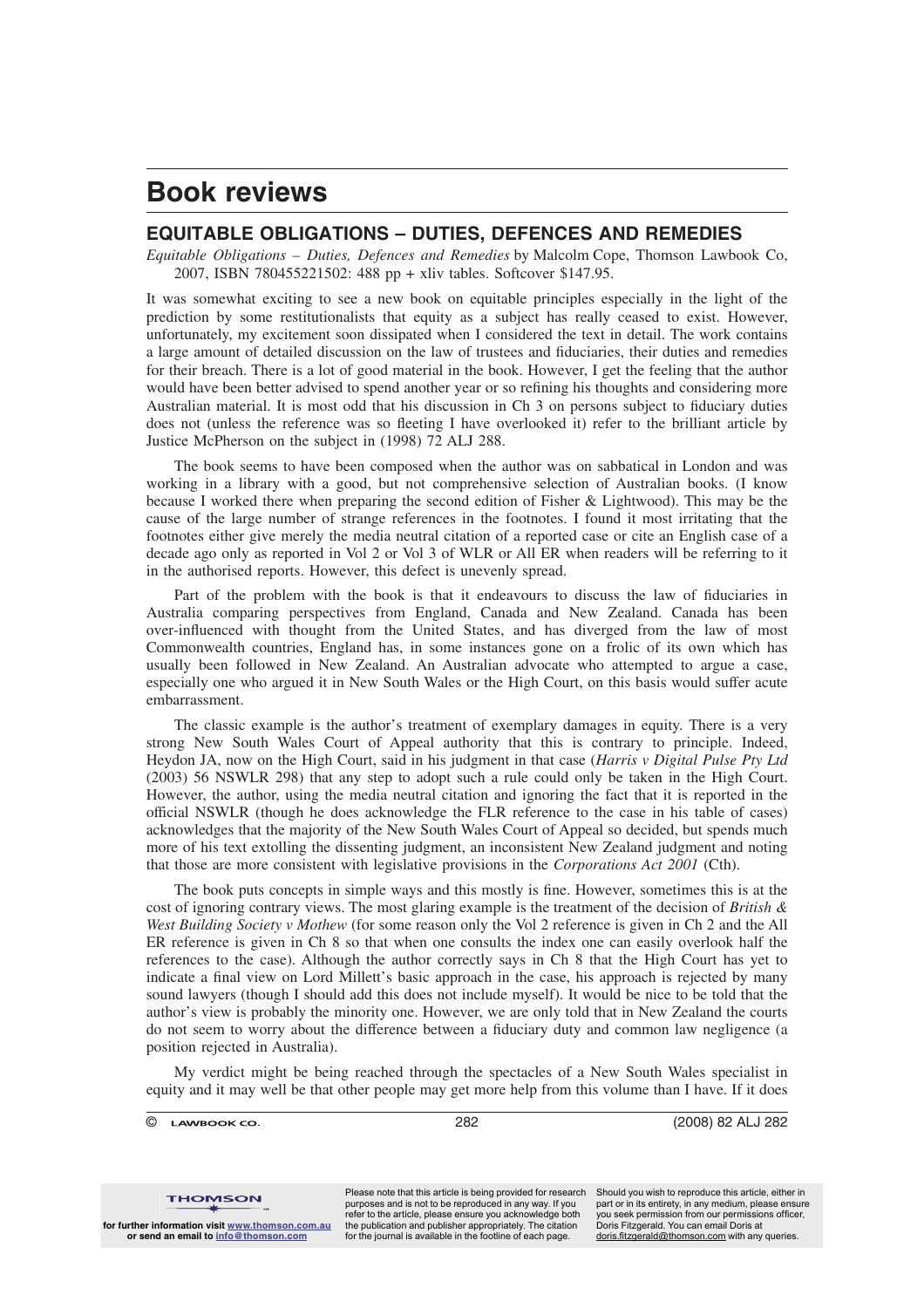# Book reviews

## EQUITABLE OBLIGATIONS – DUTIES, DEFENCES AND REMEDIES

*Equitable Obligations – Duties, Defences and Remedies* by Malcolm Cope, Thomson Lawbook Co, 2007, ISBN 780455221502: 488 pp + xliv tables. Softcover $147.95.

It was somewhat exciting to see a new book on equitable principles especially in the light of the prediction by some restitutionalists that equity as a subject has really ceased to exist. However, unfortunately, my excitement soon dissipated when I considered the text in detail. The work contains a large amount of detailed discussion on the law of trustees and fiduciaries, their duties and remedies for their breach. There is a lot of good material in the book. However, I get the feeling that the author would have been better advised to spend another year or so refining his thoughts and considering more Australian material. It is most odd that his discussion in Ch 3 on persons subject to fiduciary duties does not (unless the reference was so fleeting I have overlooked it) refer to the brilliant article by Justice McPherson on the subject in (1998) 72 ALJ 288.

The book seems to have been composed when the author was on sabbatical in London and was working in a library with a good, but not comprehensive selection of Australian books. (I know because I worked there when preparing the second edition of Fisher & Lightwood). This may be the cause of the large number of strange references in the footnotes. I found it most irritating that the footnotes either give merely the media neutral citation of a reported case or cite an English case of a decade ago only as reported in Vol 2 or Vol 3 of WLR or All ER when readers will be referring to it in the authorised reports. However, this defect is unevenly spread.

Part of the problem with the book is that it endeavours to discuss the law of fiduciaries in Australia comparing perspectives from England, Canada and New Zealand. Canada has been over-influenced with thought from the United States, and has diverged from the law of most Commonwealth countries, England has, in some instances gone on a frolic of its own which has usually been followed in New Zealand. An Australian advocate who attempted to argue a case, especially one who argued it in New South Wales or the High Court, on this basis would suffer acute embarrassment.

The classic example is the author's treatment of exemplary damages in equity. There is a very strong New South Wales Court of Appeal authority that this is contrary to principle. Indeed, Heydon JA, now on the High Court, said in his judgment in that case (*Harris v Digital Pulse Pty Ltd* (2003) 56 NSWLR 298) that any step to adopt such a rule could only be taken in the High Court. However, the author, using the media neutral citation and ignoring the fact that it is reported in the official NSWLR (though he does acknowledge the FLR reference to the case in his table of cases) acknowledges that the majority of the New South Wales Court of Appeal so decided, but spends much more of his text extolling the dissenting judgment, an inconsistent New Zealand judgment and noting that those are more consistent with legislative provisions in the *Corporations Act 2001* (Cth).

The book puts concepts in simple ways and this mostly is fine. However, sometimes this is at the cost of ignoring contrary views. The most glaring example is the treatment of the decision of *British & West Building Society v Mothew* (for some reason only the Vol 2 reference is given in Ch 2 and the All ER reference is given in Ch 8 so that when one consults the index one can easily overlook half the references to the case). Although the author correctly says in Ch 8 that the High Court has yet to indicate a final view on Lord Millett's basic approach in the case, his approach is rejected by many sound lawyers (though I should add this does not include myself). It would be nice to be told that the author's view is probably the minority one. However, we are only told that in New Zealand the courts do not seem to worry about the difference between a fiduciary duty and common law negligence (a position rejected in Australia).

My verdict might be being reached through the spectacles of a New South Wales specialist in equity and it may well be that other people may get more help from this volume than I have. If it does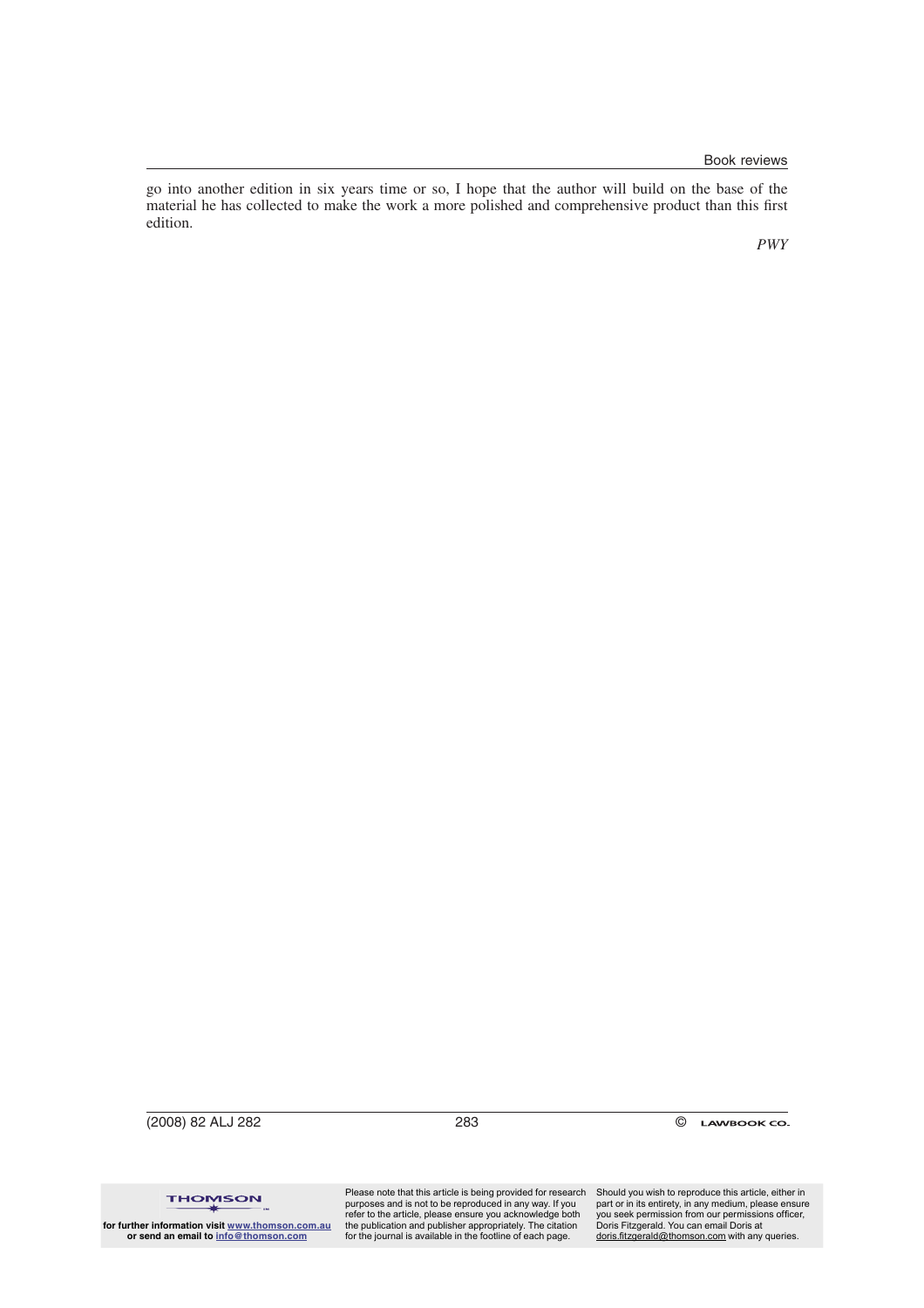go into another edition in six years time or so, I hope that the author will build on the base of the material he has collected to make the work a more polished and comprehensive product than this first edition.

*PWY*